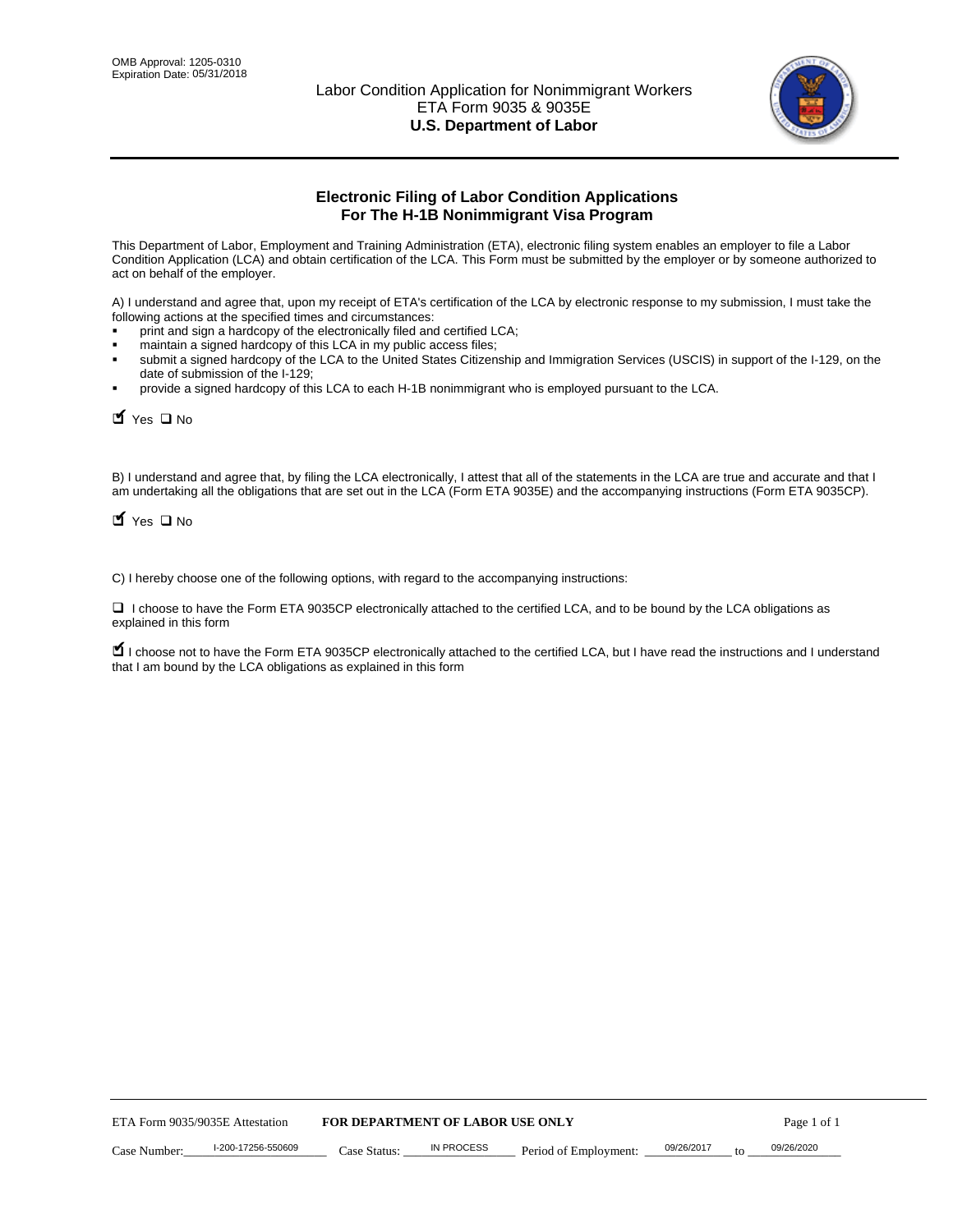OMB Approval: 1205-0310
Expiration Date: 05/31/2018

Labor Condition Application for Nonimmigrant Workers
ETA Form 9035 & 9035E
**U.S. Department of Labor**

## Electronic Filing of Labor Condition Applications For The H-1B Nonimmigrant Visa Program

This Department of Labor, Employment and Training Administration (ETA), electronic filing system enables an employer to file a Labor Condition Application (LCA) and obtain certification of the LCA. This Form must be submitted by the employer or by someone authorized to act on behalf of the employer.

A) I understand and agree that, upon my receipt of ETA's certification of the LCA by electronic response to my submission, I must take the following actions at the specified times and circumstances:

- print and sign a hardcopy of the electronically filed and certified LCA;
- maintain a signed hardcopy of this LCA in my public access files;
- submit a signed hardcopy of the LCA to the United States Citizenship and Immigration Services (USCIS) in support of the I-129, on the date of submission of the I-129;
- provide a signed hardcopy of this LCA to each H-1B nonimmigrant who is employed pursuant to the LCA.

☑ Yes ☐ No

B) I understand and agree that, by filing the LCA electronically, I attest that all of the statements in the LCA are true and accurate and that I am undertaking all the obligations that are set out in the LCA (Form ETA 9035E) and the accompanying instructions (Form ETA 9035CP).

☑ Yes ☐ No

C) I hereby choose one of the following options, with regard to the accompanying instructions:

☐ I choose to have the Form ETA 9035CP electronically attached to the certified LCA, and to be bound by the LCA obligations as explained in this form

☑ I choose not to have the Form ETA 9035CP electronically attached to the certified LCA, but I have read the instructions and I understand that I am bound by the LCA obligations as explained in this form

ETA Form 9035/9035E Attestation **FOR DEPARTMENT OF LABOR USE ONLY**

Case Number: I-200-17256-550609 Case Status: IN PROCESS Period of Employment: 09/26/2017 to 09/26/2020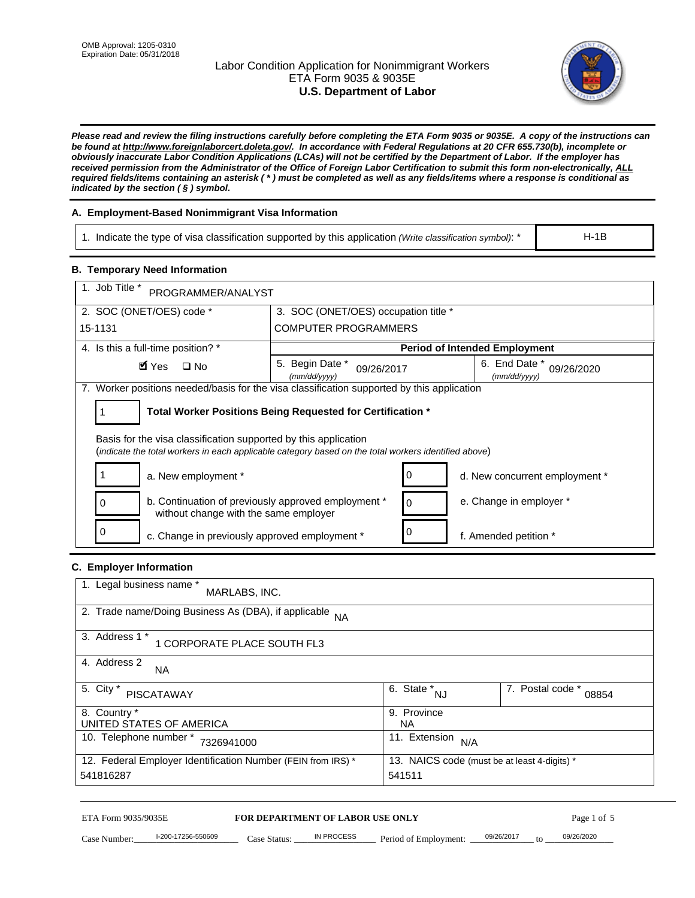OMB Approval: 1205-0310
Expiration Date: 05/31/2018

# Labor Condition Application for Nonimmigrant Workers
## ETA Form 9035 & 9035E
## U.S. Department of Labor

***Please read and review the filing instructions carefully before completing the ETA Form 9035 or 9035E. A copy of the instructions can be found at http://www.foreignlaborcert.doleta.gov/. In accordance with Federal Regulations at 20 CFR 655.730(b), incomplete or obviously inaccurate Labor Condition Applications (LCAs) will not be certified by the Department of Labor. If the employer has received permission from the Administrator of the Office of Foreign Labor Certification to submit this form non-electronically, ALL required fields/items containing an asterisk ( * ) must be completed as well as any fields/items where a response is conditional as indicated by the section ( § ) symbol.***

### A. Employment-Based Nonimmigrant Visa Information

| 1. Indicate the type of visa classification supported by this application *(Write classification symbol)*: * | H-1B |
|---|---|

### B. Temporary Need Information

| 1. Job Title * PROGRAMMER/ANALYST | | |
|---|---|---|
| 2. SOC (ONET/OES) code * 15-1131 | 3. SOC (ONET/OES) occupation title * COMPUTER PROGRAMMERS | |
| 4. Is this a full-time position? * | **Period of Intended Employment** | |
| ☑ Yes ☐ No | 5. Begin Date * *(mm/dd/yyyy)* 09/26/2017 | 6. End Date * *(mm/dd/yyyy)* 09/26/2020 |

7. Worker positions needed/basis for the visa classification supported by this application

1 **Total Worker Positions Being Requested for Certification ***

Basis for the visa classification supported by this application
(*indicate the total workers in each applicable category based on the total workers identified above*)

| | | | |
|---|---|---|---|
| 1 | a. New employment * | 0 | d. New concurrent employment * |
| 0 | b. Continuation of previously approved employment * without change with the same employer | 0 | e. Change in employer * |
| 0 | c. Change in previously approved employment * | 0 | f. Amended petition * |

### C. Employer Information

| | | |
|---|---|---|
| 1. Legal business name * MARLABS, INC. | | |
| 2. Trade name/Doing Business As (DBA), if applicable NA | | |
| 3. Address 1 * 1 CORPORATE PLACE SOUTH FL3 | | |
| 4. Address 2 NA | | |
| 5. City * PISCATAWAY | 6. State * NJ | 7. Postal code * 08854 |
| 8. Country * UNITED STATES OF AMERICA | 9. Province NA | |
| 10. Telephone number * 7326941000 | 11. Extension N/A | |
| 12. Federal Employer Identification Number (FEIN from IRS) * 541816287 | 13. NAICS code (must be at least 4-digits) * 541511 | |

ETA Form 9035/9035E **FOR DEPARTMENT OF LABOR USE ONLY**

Case Number: I-200-17256-550609 Case Status: IN PROCESS Period of Employment: 09/26/2017 to 09/26/2020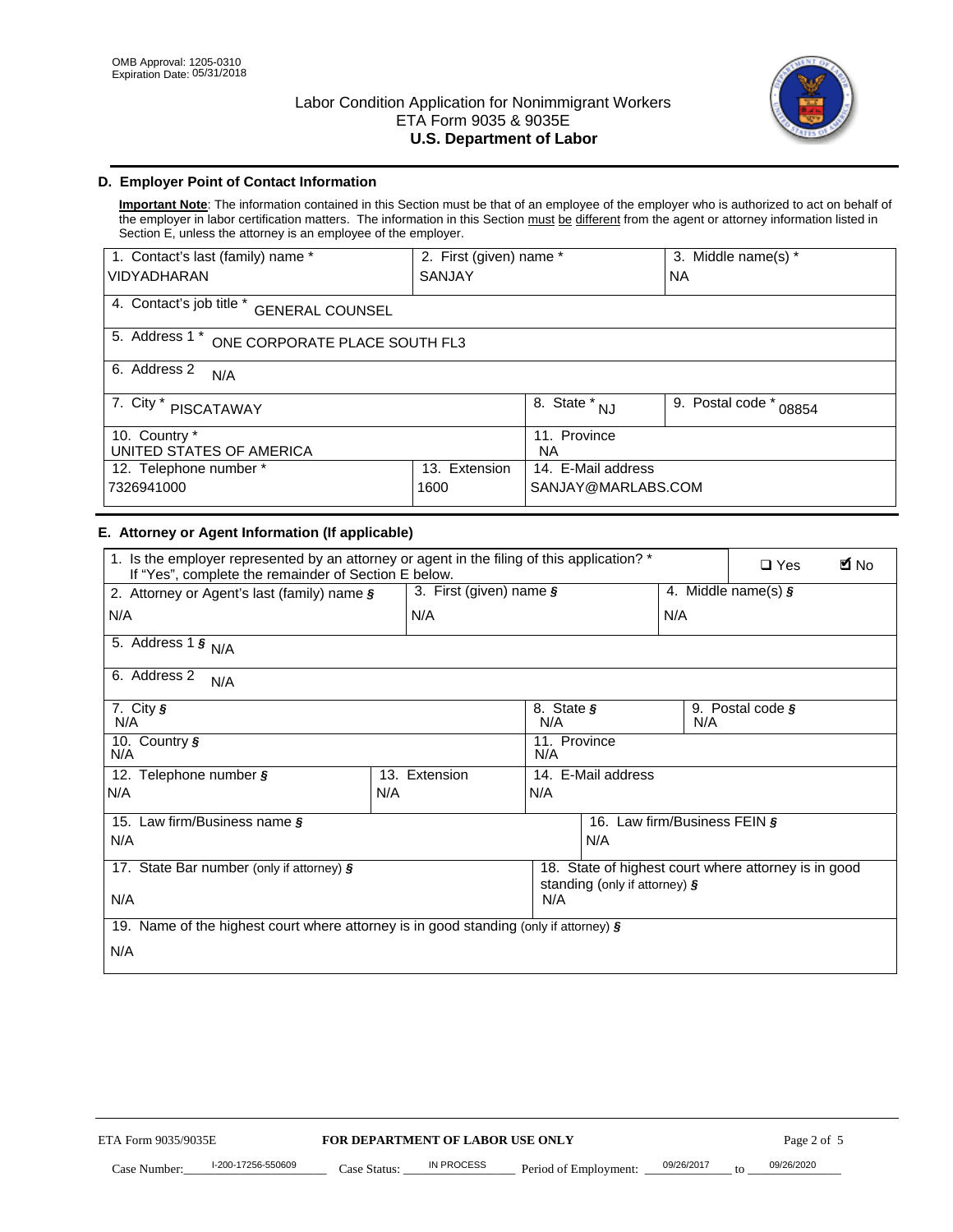OMB Approval: 1205-0310
Expiration Date: 05/31/2018

# Labor Condition Application for Nonimmigrant Workers
ETA Form 9035 & 9035E
**U.S. Department of Labor**

## D. Employer Point of Contact Information

**Important Note**: The information contained in this Section must be that of an employee of the employer who is authorized to act on behalf of the employer in labor certification matters. The information in this Section must be different from the attorney or agent information listed in Section E, unless the attorney is an employee of the employer.

| 1. Contact's last (family) name * | 2. First (given) name * | 3. Middle name(s) * |
|---|---|---|
| VIDYADHARAN | SANJAY | NA |

4. Contact's job title * GENERAL COUNSEL

5. Address 1 * ONE CORPORATE PLACE SOUTH FL3

6. Address 2 N/A

| 7. City * | 8. State * | 9. Postal code * |
|---|---|---|
| PISCATAWAY | NJ | 08854 |

| 10. Country * | 11. Province |
|---|---|
| UNITED STATES OF AMERICA | NA |

| 12. Telephone number * | 13. Extension | 14. E-Mail address |
|---|---|---|
| 7326941000 | 1600 | SANJAY@MARLABS.COM |

## E. Attorney or Agent Information (If applicable)

1. Is the employer represented by an attorney or agent in the filing of this application? * If "Yes", complete the remainder of Section E below. ☐ Yes ☑ No

| 2. Attorney or Agent's last (family) name § | 3. First (given) name § | 4. Middle name(s) § |
|---|---|---|
| N/A | N/A | N/A |

5. Address 1 § N/A

6. Address 2 N/A

| 7. City § | 8. State § | 9. Postal code § |
|---|---|---|
| N/A | N/A | N/A |

| 10. Country § | 11. Province |
|---|---|
| N/A | N/A |

| 12. Telephone number § | 13. Extension | 14. E-Mail address |
|---|---|---|
| N/A | N/A | N/A |

| 15. Law firm/Business name § | 16. Law firm/Business FEIN § |
|---|---|
| N/A | N/A |

| 17. State Bar number (only if attorney) § | 18. State of highest court where attorney is in good standing (only if attorney) § |
|---|---|
| N/A | N/A |

19. Name of the highest court where attorney is in good standing (only if attorney) §

N/A

ETA Form 9035/9035E — **FOR DEPARTMENT OF LABOR USE ONLY**

Case Number: I-200-17256-550609 Case Status: IN PROCESS Period of Employment: 09/26/2017 to 09/26/2020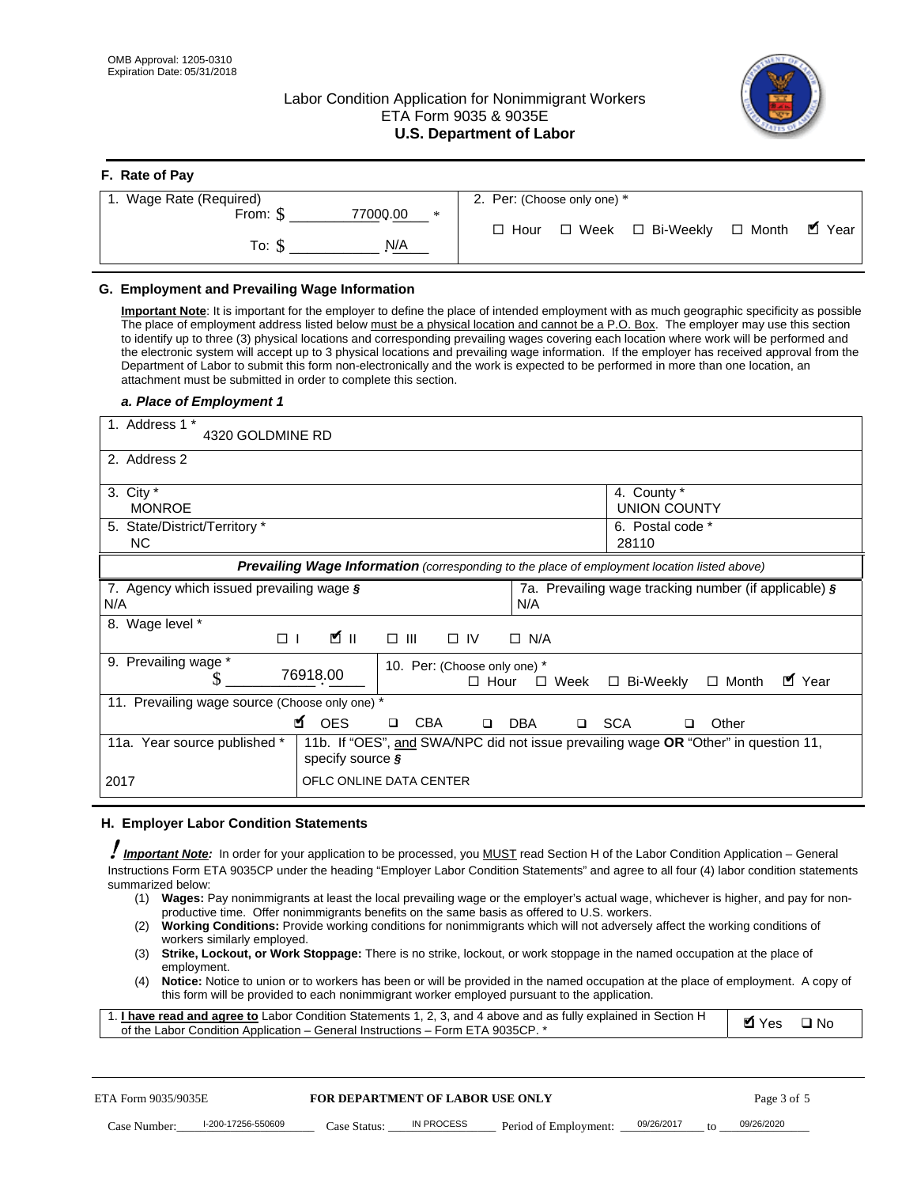OMB Approval: 1205-0310
Expiration Date: 05/31/2018

# Labor Condition Application for Nonimmigrant Workers
ETA Form 9035 & 9035E
**U.S. Department of Labor**

## F. Rate of Pay

| 1. Wage Rate (Required) | 2. Per: (Choose only one) * |
|---|---|
| From: $ 77000.00 * | ☐ Hour ☐ Week ☐ Bi-Weekly ☐ Month ☑ Year |
| To: $ N/A | |

## G. Employment and Prevailing Wage Information

**Important Note**: It is important for the employer to define the place of intended employment with as much geographic specificity as possible The place of employment address listed below must be a physical location and cannot be a P.O. Box. The employer may use this section to identify up to three (3) physical locations and corresponding prevailing wages covering each location where work will be performed and the electronic system will accept up to 3 physical locations and prevailing wage information. If the employer has received approval from the Department of Labor to submit this form non-electronically and the work is expected to be performed in more than one location, an attachment must be submitted in order to complete this section.

### *a. Place of Employment 1*

| | |
|---|---|
| 1. Address 1 * 4320 GOLDMINE RD | |
| 2. Address 2 | |
| 3. City * MONROE | 4. County * UNION COUNTY |
| 5. State/District/Territory * NC | 6. Postal code * 28110 |

***Prevailing Wage Information*** *(corresponding to the place of employment location listed above)*

| | |
|---|---|
| 7. Agency which issued prevailing wage § N/A | 7a. Prevailing wage tracking number (if applicable) § N/A |
| 8. Wage level * ☐ I ☑ II ☐ III ☐ IV ☐ N/A | |
| 9. Prevailing wage * $ 76918.00 | 10. Per: (Choose only one) * ☐ Hour ☐ Week ☐ Bi-Weekly ☐ Month ☑ Year |
| 11. Prevailing wage source (Choose only one) * ☑ OES ☐ CBA ☐ DBA ☐ SCA ☐ Other | |
| 11a. Year source published * 2017 | 11b. If "OES", and SWA/NPC did not issue prevailing wage OR "Other" in question 11, specify source § OFLC ONLINE DATA CENTER |

## H. Employer Labor Condition Statements

***Important Note:*** In order for your application to be processed, you MUST read Section H of the Labor Condition Application – General Instructions Form ETA 9035CP under the heading "Employer Labor Condition Statements" and agree to all four (4) labor condition statements summarized below:

(1) **Wages:** Pay nonimmigrants at least the local prevailing wage or the employer's actual wage, whichever is higher, and pay for non-productive time. Offer nonimmigrants benefits on the same basis as offered to U.S. workers.
(2) **Working Conditions:** Provide working conditions for nonimmigrants which will not adversely affect the working conditions of workers similarly employed.
(3) **Strike, Lockout, or Work Stoppage:** There is no strike, lockout, or work stoppage in the named occupation at the place of employment.
(4) **Notice:** Notice to union or to workers has been or will be provided in the named occupation at the place of employment. A copy of this form will be provided to each nonimmigrant worker employed pursuant to the application.

| | |
|---|---|
| 1. **I have read and agree to** Labor Condition Statements 1, 2, 3, and 4 above and as fully explained in Section H of the Labor Condition Application – General Instructions – Form ETA 9035CP. * | ☑ Yes ☐ No |

ETA Form 9035/9035E — **FOR DEPARTMENT OF LABOR USE ONLY**

Case Number: I-200-17256-550609 Case Status: IN PROCESS Period of Employment: 09/26/2017 to 09/26/2020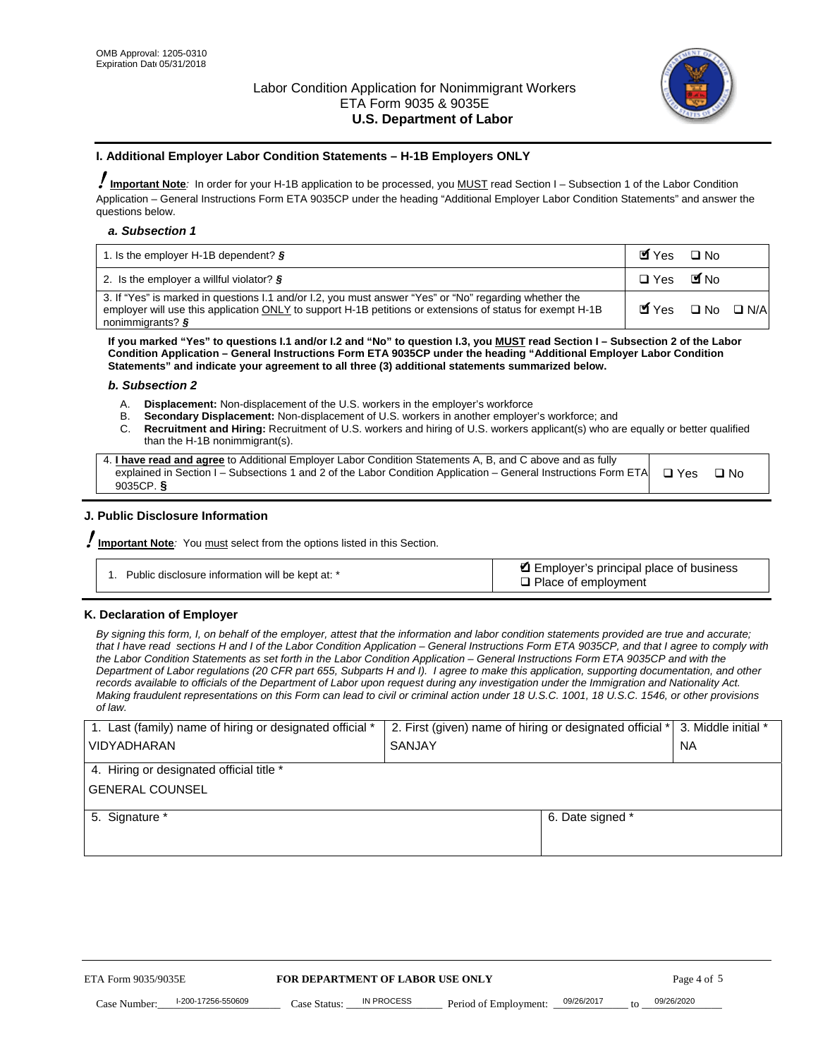OMB Approval: 1205-0310
Expiration Date 05/31/2018

# Labor Condition Application for Nonimmigrant Workers
ETA Form 9035 & 9035E
**U.S. Department of Labor**

## I. Additional Employer Labor Condition Statements – H-1B Employers ONLY

**Important Note**: In order for your H-1B application to be processed, you MUST read Section I – Subsection 1 of the Labor Condition Application – General Instructions Form ETA 9035CP under the heading "Additional Employer Labor Condition Statements" and answer the questions below.

### *a. Subsection 1*

| | |
|---|---|
| 1. Is the employer H-1B dependent? § | ☑ Yes ☐ No |
| 2. Is the employer a willful violator? § | ☐ Yes ☑ No |
| 3. If "Yes" is marked in questions I.1 and/or I.2, you must answer "Yes" or "No" regarding whether the employer will use this application ONLY to support H-1B petitions or extensions of status for exempt H-1B nonimmigrants? § | ☑ Yes ☐ No ☐ N/A |

**If you marked "Yes" to questions I.1 and/or I.2 and "No" to question I.3, you MUST read Section I – Subsection 2 of the Labor Condition Application – General Instructions Form ETA 9035CP under the heading "Additional Employer Labor Condition Statements" and indicate your agreement to all three (3) additional statements summarized below.**

### *b. Subsection 2*

A. **Displacement:** Non-displacement of the U.S. workers in the employer's workforce
B. **Secondary Displacement:** Non-displacement of U.S. workers in another employer's workforce; and
C. **Recruitment and Hiring:** Recruitment of U.S. workers and hiring of U.S. workers applicant(s) who are equally or better qualified than the H-1B nonimmigrant(s).

| | |
|---|---|
| 4. **I have read and agree** to Additional Employer Labor Condition Statements A, B, and C above and as fully explained in Section I – Subsections 1 and 2 of the Labor Condition Application – General Instructions Form ETA 9035CP. § | ☐ Yes ☐ No |

## J. Public Disclosure Information

**Important Note**: You must select from the options listed in this Section.

| | |
|---|---|
| 1. Public disclosure information will be kept at: * | ☑ Employer's principal place of business<br>☐ Place of employment |

## K. Declaration of Employer

*By signing this form, I, on behalf of the employer, attest that the information and labor condition statements provided are true and accurate; that I have read sections H and I of the Labor Condition Application – General Instructions Form ETA 9035CP, and that I agree to comply with the Labor Condition Statements as set forth in the Labor Condition Application – General Instructions Form ETA 9035CP and with the Department of Labor regulations (20 CFR part 655, Subparts H and I). I agree to make this application, supporting documentation, and other records available to officials of the Department of Labor upon request during any investigation under the Immigration and Nationality Act. Making fraudulent representations on this Form can lead to civil or criminal action under 18 U.S.C. 1001, 18 U.S.C. 1546, or other provisions of law.*

| 1. Last (family) name of hiring or designated official * | 2. First (given) name of hiring or designated official * | 3. Middle initial * |
|---|---|---|
| VIDYADHARAN | SANJAY | NA |
| 4. Hiring or designated official title * | | |
| GENERAL COUNSEL | | |
| 5. Signature * | 6. Date signed * | |
| | | |

ETA Form 9035/9035E — **FOR DEPARTMENT OF LABOR USE ONLY**

Case Number: I-200-17256-550609 Case Status: IN PROCESS Period of Employment: 09/26/2017 to 09/26/2020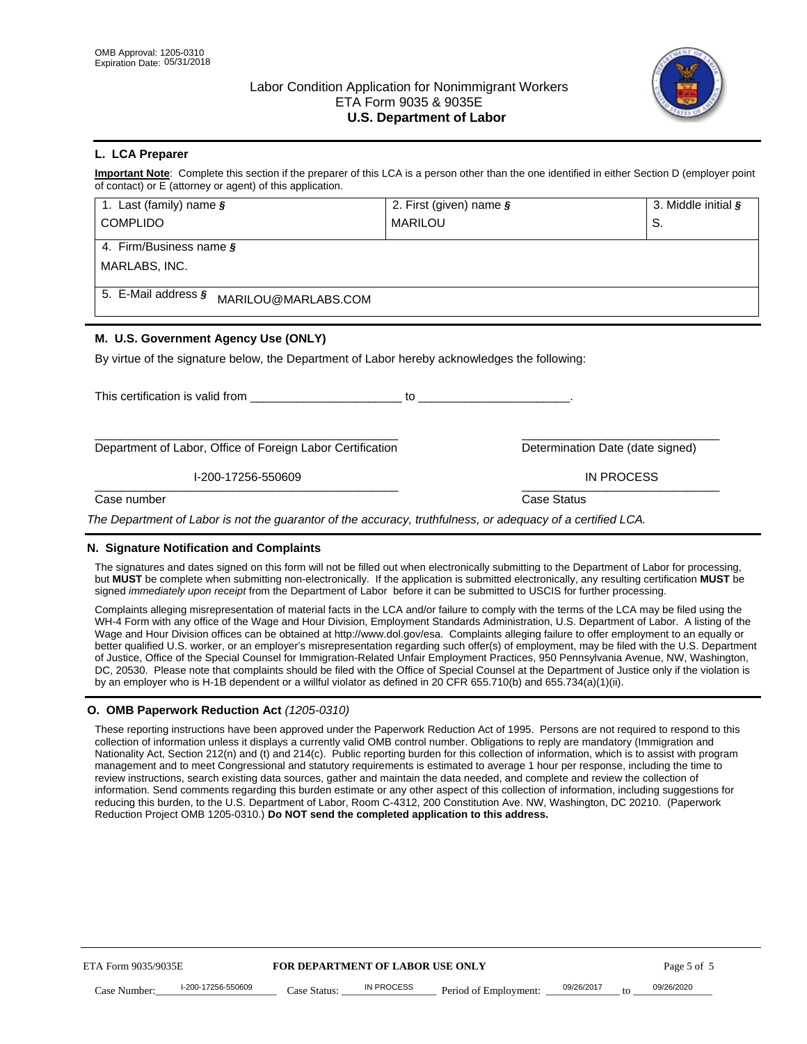OMB Approval: 1205-0310
Expiration Date: 05/31/2018

# Labor Condition Application for Nonimmigrant Workers
## ETA Form 9035 & 9035E
## U.S. Department of Labor

### L. LCA Preparer

**Important Note**: Complete this section if the preparer of this LCA is a person other than the one identified in either Section D (employer point of contact) or E (attorney or agent) of this application.

| 1. Last (family) name § | 2. First (given) name § | 3. Middle initial § |
|---|---|---|
| COMPLIDO | MARILOU | S. |

4. Firm/Business name §
MARLABS, INC.

5. E-Mail address § MARILOU@MARLABS.COM

### M. U.S. Government Agency Use (ONLY)

By virtue of the signature below, the Department of Labor hereby acknowledges the following:

This certification is valid from ______________________ to ______________________.

_______________________________________________ Department of Labor, Office of Foreign Labor Certification

_______________________________ Determination Date (date signed)

I-200-17256-550609
Case number

IN PROCESS
Case Status

*The Department of Labor is not the guarantor of the accuracy, truthfulness, or adequacy of a certified LCA.*

### N. Signature Notification and Complaints

The signatures and dates signed on this form will not be filled out when electronically submitting to the Department of Labor for processing, but **MUST** be complete when submitting non-electronically. If the application is submitted electronically, any resulting certification **MUST** be signed *immediately upon receipt* from the Department of Labor before it can be submitted to USCIS for further processing.

Complaints alleging misrepresentation of material facts in the LCA and/or failure to comply with the terms of the LCA may be filed using the WH-4 Form with any office of the Wage and Hour Division, Employment Standards Administration, U.S. Department of Labor. A listing of the Wage and Hour Division offices can be obtained at http://www.dol.gov/esa. Complaints alleging failure to offer employment to an equally or better qualified U.S. worker, or an employer's misrepresentation regarding such offer(s) of employment, may be filed with the U.S. Department of Justice, Office of the Special Counsel for Immigration-Related Unfair Employment Practices, 950 Pennsylvania Avenue, NW, Washington, DC, 20530. Please note that complaints should be filed with the Office of Special Counsel at the Department of Justice only if the violation is by an employer who is H-1B dependent or a willful violator as defined in 20 CFR 655.710(b) and 655.734(a)(1)(ii).

### O. OMB Paperwork Reduction Act *(1205-0310)*

These reporting instructions have been approved under the Paperwork Reduction Act of 1995. Persons are not required to respond to this collection of information unless it displays a currently valid OMB control number. Obligations to reply are mandatory (Immigration and Nationality Act, Section 212(n) and (t) and 214(c). Public reporting burden for this collection of information, which is to assist with program management and to meet Congressional and statutory requirements is estimated to average 1 hour per response, including the time to review instructions, search existing data sources, gather and maintain the data needed, and complete and review the collection of information. Send comments regarding this burden estimate or any other aspect of this collection of information, including suggestions for reducing this burden, to the U.S. Department of Labor, Room C-4312, 200 Constitution Ave. NW, Washington, DC 20210. (Paperwork Reduction Project OMB 1205-0310.) **Do NOT send the completed application to this address.**

ETA Form 9035/9035E — **FOR DEPARTMENT OF LABOR USE ONLY**

Case Number: I-200-17256-550609 Case Status: IN PROCESS Period of Employment: 09/26/2017 to 09/26/2020